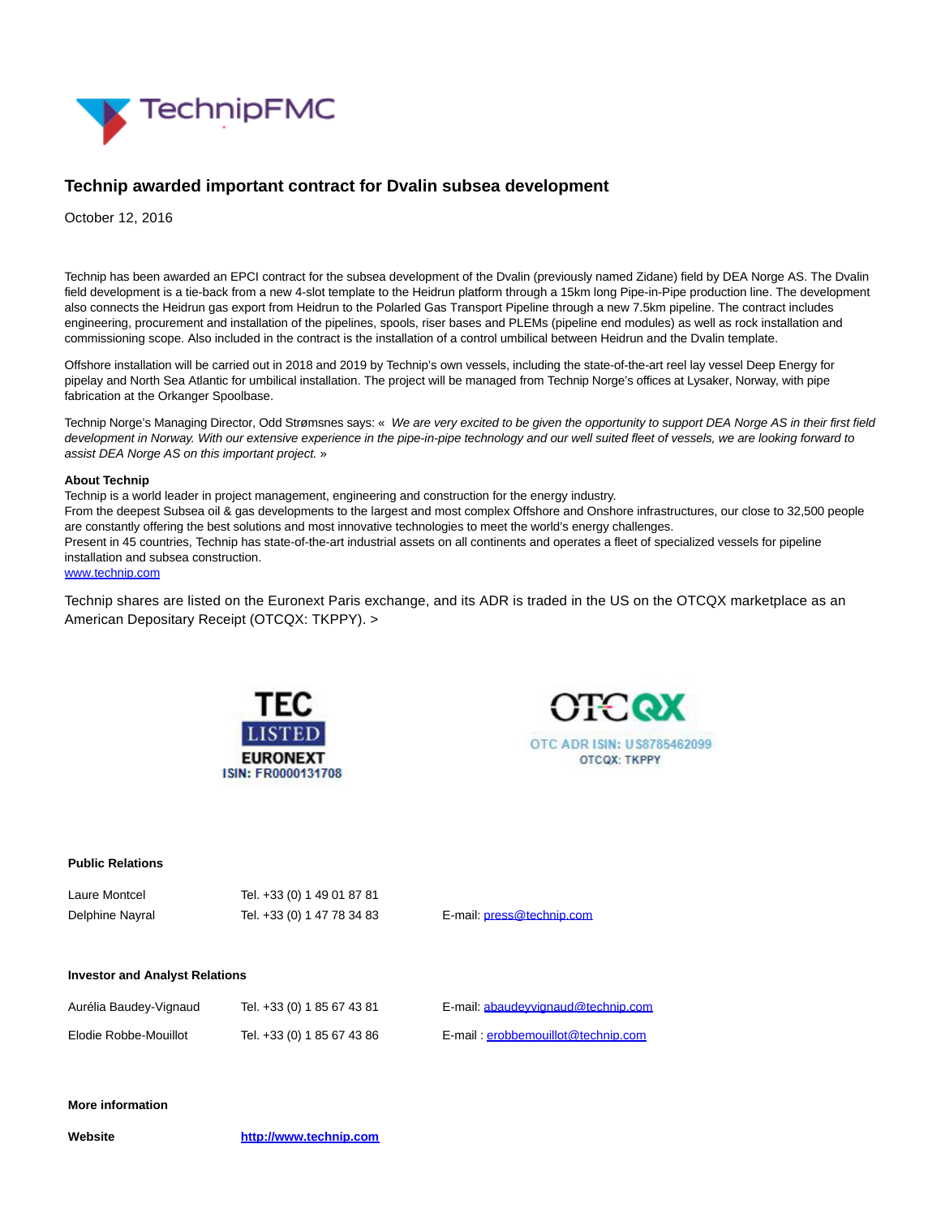# Technip awarded important contract for Dvalin subsea development

October 12, 2016

Technip has been awarded an EPCI contract for the subsea development of the Dvalin (previously named Zidane) field by DEA Norge AS. The Dvalin field development is a tie-back from a new 4-slot template to the Heidrun platform through a 15km long Pipe-in-Pipe production line. The development also connects the Heidrun gas export from Heidrun to the Polarled Gas Transport Pipeline through a new 7.5km pipeline. The contract includes engineering, procurement and installation of the pipelines, spools, riser bases and PLEMs (pipeline end modules) as well as rock installation and commissioning scope. Also included in the contract is the installation of a control umbilical between Heidrun and the Dvalin template.

Offshore installation will be carried out in 2018 and 2019 by Technip's own vessels, including the state-of-the-art reel lay vessel Deep Energy for pipelay and North Sea Atlantic for umbilical installation. The project will be managed from Technip Norge's offices at Lysaker, Norway, with pipe fabrication at the Orkanger Spoolbase.

Technip Norge's Managing Director, Odd Strømsnes says: « *We are very excited to be given the opportunity to support DEA Norge AS in their first field development in Norway. With our extensive experience in the pipe-in-pipe technology and our well suited fleet of vessels, we are looking forward to assist DEA Norge AS on this important project.* »

**About Technip**
Technip is a world leader in project management, engineering and construction for the energy industry.
From the deepest Subsea oil & gas developments to the largest and most complex Offshore and Onshore infrastructures, our close to 32,500 people are constantly offering the best solutions and most innovative technologies to meet the world's energy challenges.
Present in 45 countries, Technip has state-of-the-art industrial assets on all continents and operates a fleet of specialized vessels for pipeline installation and subsea construction.
www.technip.com

Technip shares are listed on the Euronext Paris exchange, and its ADR is traded in the US on the OTCQX marketplace as an American Depositary Receipt (OTCQX: TKPPY). >

TEC LISTED EURONEXT
ISIN: FR0000131708

OTCQX
OTC ADR ISIN: US8785462099
OTCQX: TKPPY

**Public Relations**

| | | |
|---|---|---|
| Laure Montcel | Tel. +33 (0) 1 49 01 87 81 | |
| Delphine Nayral | Tel. +33 (0) 1 47 78 34 83 | E-mail: press@technip.com |

**Investor and Analyst Relations**

| | | |
|---|---|---|
| Aurélia Baudey-Vignaud | Tel. +33 (0) 1 85 67 43 81 | E-mail: abaudeyvignaud@technip.com |
| Elodie Robbe-Mouillot | Tel. +33 (0) 1 85 67 43 86 | E-mail : erobbemouillot@technip.com |

**More information**

**Website** http://www.technip.com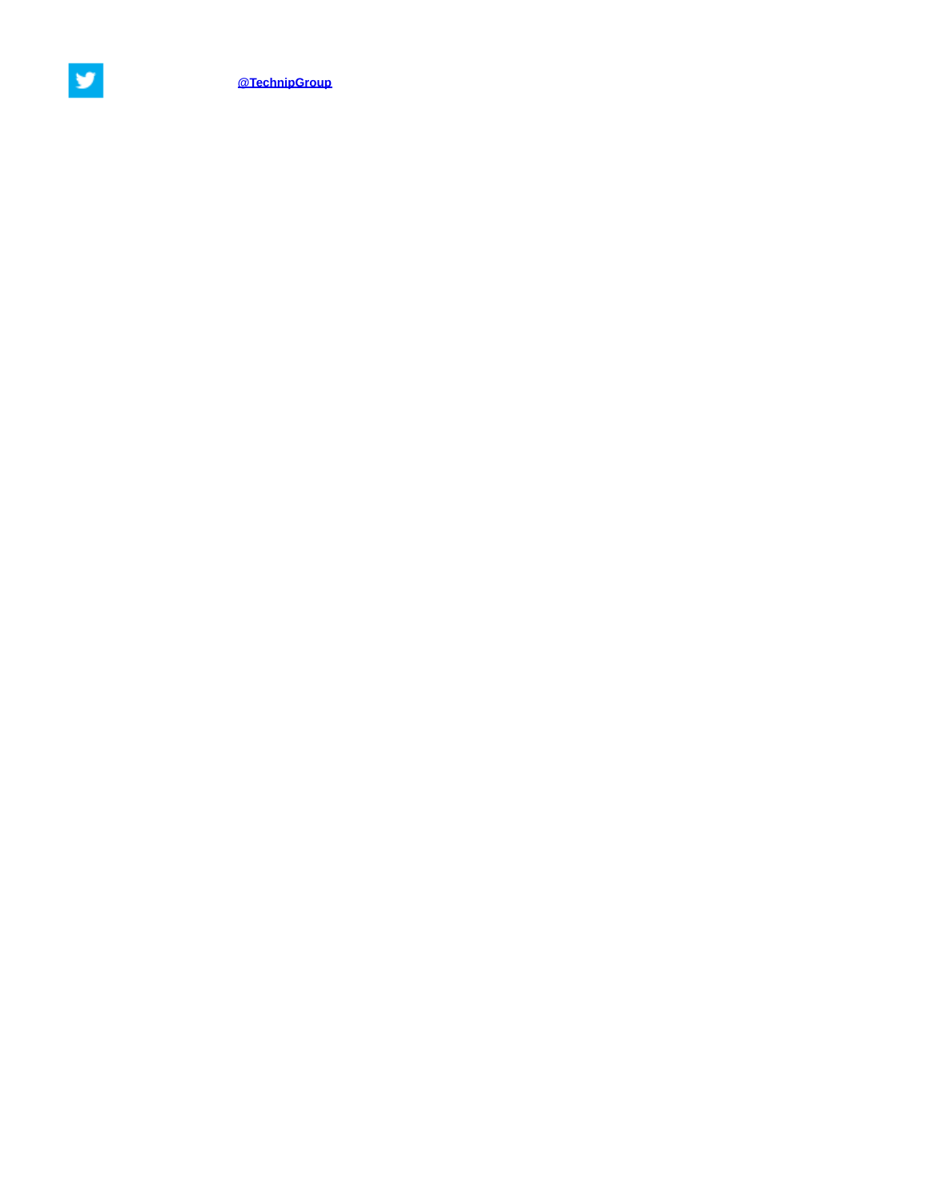@TechnipGroup